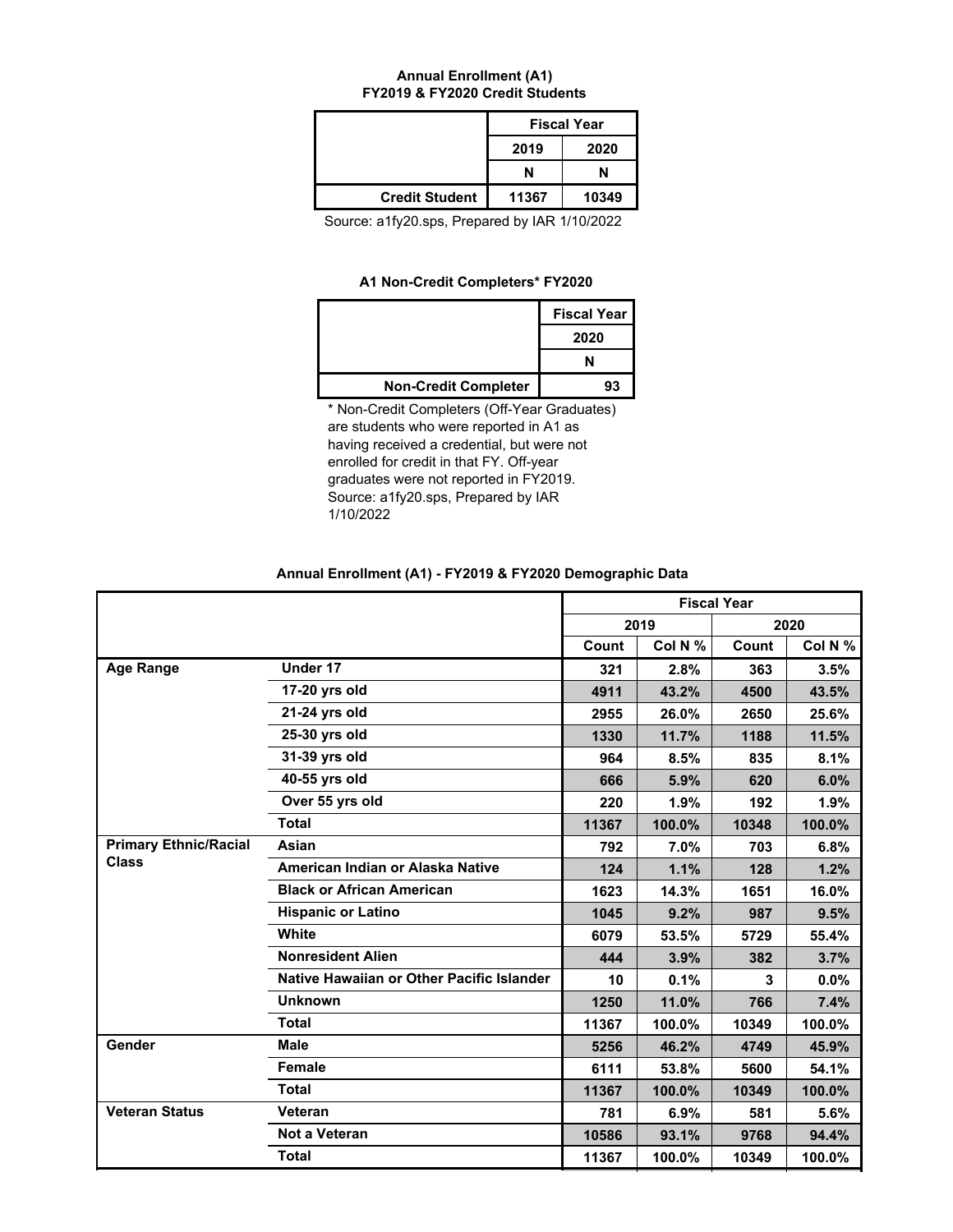### Annual Enrollment (A1)
### FY2019 & FY2020 Credit Students

| | Fiscal Year | |
|---|---|---|
| | 2019 | 2020 |
| | N | N |
| Credit Student | 11367 | 10349 |

Source: a1fy20.sps, Prepared by IAR 1/10/2022

### A1 Non-Credit Completers* FY2020

| | Fiscal Year |
|---|---|
| | 2020 |
| | N |
| Non-Credit Completer | 93 |

* Non-Credit Completers (Off-Year Graduates) are students who were reported in A1 as having received a credential, but were not enrolled for credit in that FY. Off-year graduates were not reported in FY2019. Source: a1fy20.sps, Prepared by IAR 1/10/2022

### Annual Enrollment (A1) - FY2019 & FY2020 Demographic Data

| | | Fiscal Year | | | |
|---|---|---|---|---|---|
| | | 2019 | | 2020 | |
| | | Count | Col N % | Count | Col N % |
| Age Range | Under 17 | 321 | 2.8% | 363 | 3.5% |
| | 17-20 yrs old | 4911 | 43.2% | 4500 | 43.5% |
| | 21-24 yrs old | 2955 | 26.0% | 2650 | 25.6% |
| | 25-30 yrs old | 1330 | 11.7% | 1188 | 11.5% |
| | 31-39 yrs old | 964 | 8.5% | 835 | 8.1% |
| | 40-55 yrs old | 666 | 5.9% | 620 | 6.0% |
| | Over 55 yrs old | 220 | 1.9% | 192 | 1.9% |
| | Total | 11367 | 100.0% | 10348 | 100.0% |
| Primary Ethnic/Racial Class | Asian | 792 | 7.0% | 703 | 6.8% |
| | American Indian or Alaska Native | 124 | 1.1% | 128 | 1.2% |
| | Black or African American | 1623 | 14.3% | 1651 | 16.0% |
| | Hispanic or Latino | 1045 | 9.2% | 987 | 9.5% |
| | White | 6079 | 53.5% | 5729 | 55.4% |
| | Nonresident Alien | 444 | 3.9% | 382 | 3.7% |
| | Native Hawaiian or Other Pacific Islander | 10 | 0.1% | 3 | 0.0% |
| | Unknown | 1250 | 11.0% | 766 | 7.4% |
| | Total | 11367 | 100.0% | 10349 | 100.0% |
| Gender | Male | 5256 | 46.2% | 4749 | 45.9% |
| | Female | 6111 | 53.8% | 5600 | 54.1% |
| | Total | 11367 | 100.0% | 10349 | 100.0% |
| Veteran Status | Veteran | 781 | 6.9% | 581 | 5.6% |
| | Not a Veteran | 10586 | 93.1% | 9768 | 94.4% |
| | Total | 11367 | 100.0% | 10349 | 100.0% |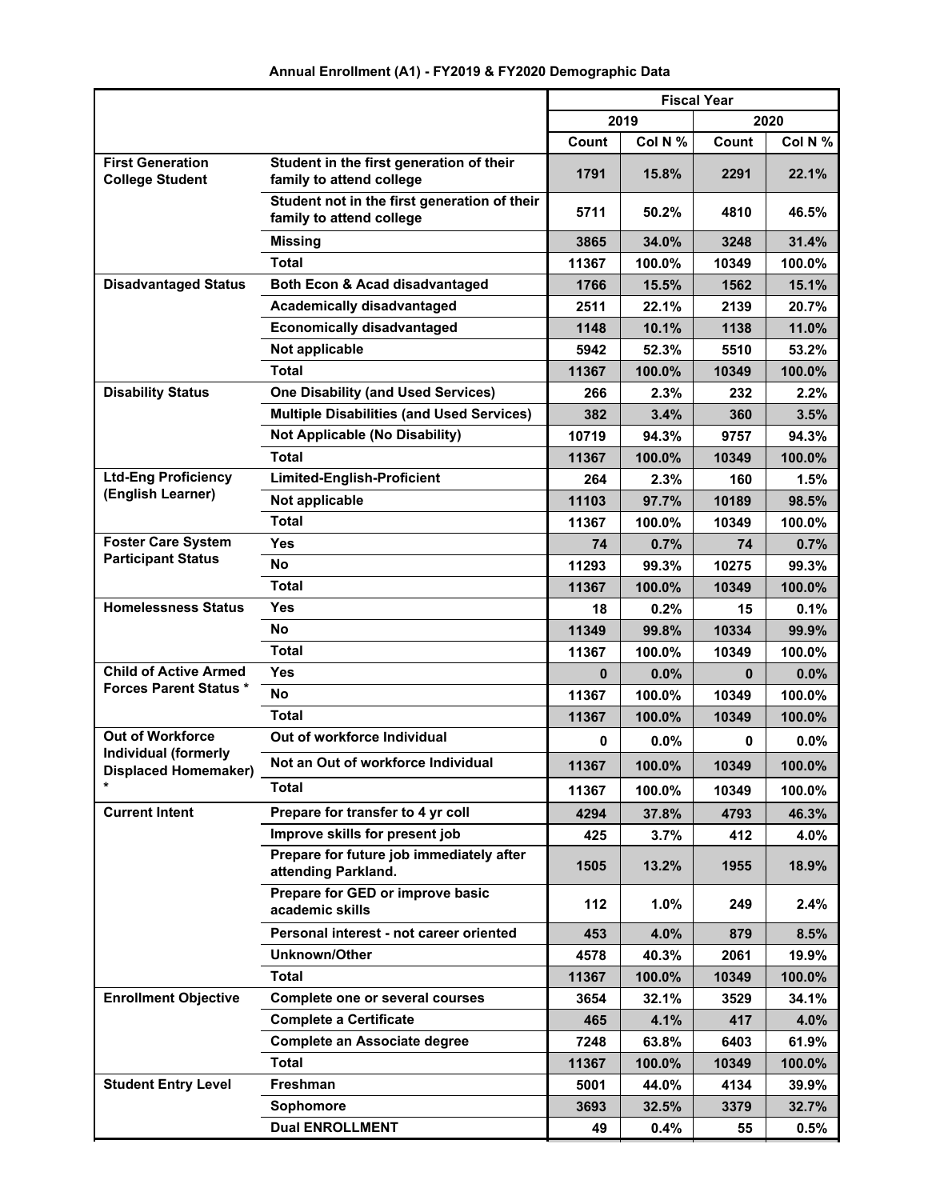**Annual Enrollment (A1) - FY2019 & FY2020 Demographic Data**

| | | Fiscal Year | | | |
|---|---|---|---|---|---|
| | | 2019 | | 2020 | |
| | | Count | Col N % | Count | Col N % |
| First Generation College Student | Student in the first generation of their family to attend college | 1791 | 15.8% | 2291 | 22.1% |
| | Student not in the first generation of their family to attend college | 5711 | 50.2% | 4810 | 46.5% |
| | Missing | 3865 | 34.0% | 3248 | 31.4% |
| | Total | 11367 | 100.0% | 10349 | 100.0% |
| Disadvantaged Status | Both Econ & Acad disadvantaged | 1766 | 15.5% | 1562 | 15.1% |
| | Academically disadvantaged | 2511 | 22.1% | 2139 | 20.7% |
| | Economically disadvantaged | 1148 | 10.1% | 1138 | 11.0% |
| | Not applicable | 5942 | 52.3% | 5510 | 53.2% |
| | Total | 11367 | 100.0% | 10349 | 100.0% |
| Disability Status | One Disability (and Used Services) | 266 | 2.3% | 232 | 2.2% |
| | Multiple Disabilities (and Used Services) | 382 | 3.4% | 360 | 3.5% |
| | Not Applicable (No Disability) | 10719 | 94.3% | 9757 | 94.3% |
| | Total | 11367 | 100.0% | 10349 | 100.0% |
| Ltd-Eng Proficiency (English Learner) | Limited-English-Proficient | 264 | 2.3% | 160 | 1.5% |
| | Not applicable | 11103 | 97.7% | 10189 | 98.5% |
| | Total | 11367 | 100.0% | 10349 | 100.0% |
| Foster Care System Participant Status | Yes | 74 | 0.7% | 74 | 0.7% |
| | No | 11293 | 99.3% | 10275 | 99.3% |
| | Total | 11367 | 100.0% | 10349 | 100.0% |
| Homelessness Status | Yes | 18 | 0.2% | 15 | 0.1% |
| | No | 11349 | 99.8% | 10334 | 99.9% |
| | Total | 11367 | 100.0% | 10349 | 100.0% |
| Child of Active Armed Forces Parent Status * | Yes | 0 | 0.0% | 0 | 0.0% |
| | No | 11367 | 100.0% | 10349 | 100.0% |
| | Total | 11367 | 100.0% | 10349 | 100.0% |
| Out of Workforce Individual (formerly Displaced Homemaker) * | Out of workforce Individual | 0 | 0.0% | 0 | 0.0% |
| | Not an Out of workforce Individual | 11367 | 100.0% | 10349 | 100.0% |
| | Total | 11367 | 100.0% | 10349 | 100.0% |
| Current Intent | Prepare for transfer to 4 yr coll | 4294 | 37.8% | 4793 | 46.3% |
| | Improve skills for present job | 425 | 3.7% | 412 | 4.0% |
| | Prepare for future job immediately after attending Parkland. | 1505 | 13.2% | 1955 | 18.9% |
| | Prepare for GED or improve basic academic skills | 112 | 1.0% | 249 | 2.4% |
| | Personal interest - not career oriented | 453 | 4.0% | 879 | 8.5% |
| | Unknown/Other | 4578 | 40.3% | 2061 | 19.9% |
| | Total | 11367 | 100.0% | 10349 | 100.0% |
| Enrollment Objective | Complete one or several courses | 3654 | 32.1% | 3529 | 34.1% |
| | Complete a Certificate | 465 | 4.1% | 417 | 4.0% |
| | Complete an Associate degree | 7248 | 63.8% | 6403 | 61.9% |
| | Total | 11367 | 100.0% | 10349 | 100.0% |
| Student Entry Level | Freshman | 5001 | 44.0% | 4134 | 39.9% |
| | Sophomore | 3693 | 32.5% | 3379 | 32.7% |
| | Dual ENROLLMENT | 49 | 0.4% | 55 | 0.5% |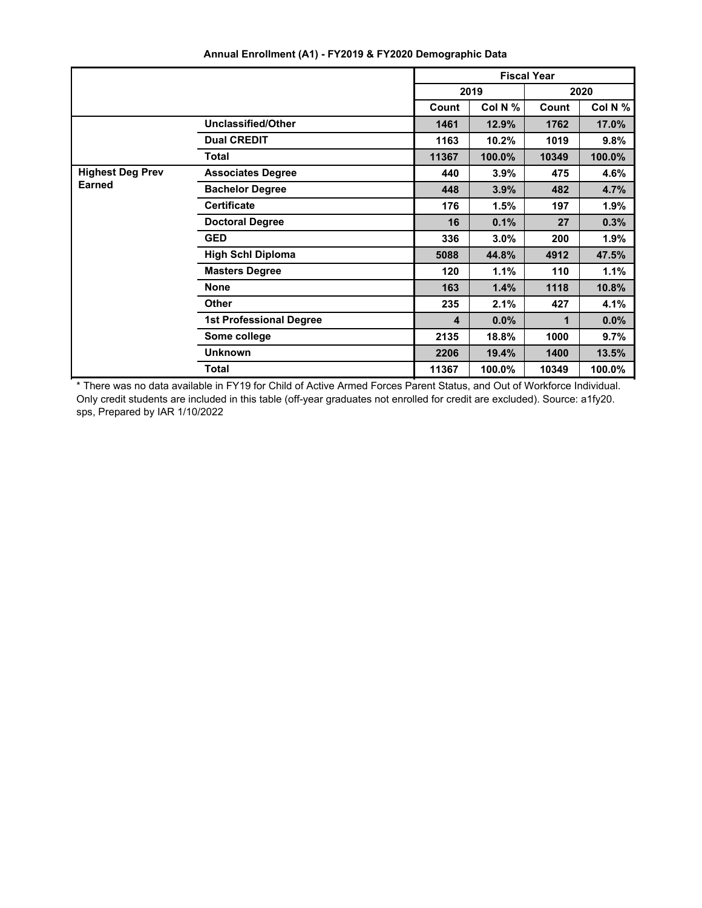**Annual Enrollment (A1) - FY2019 & FY2020 Demographic Data**

| | | Fiscal Year | | | |
|---|---|---|---|---|---|
| | | 2019 | | 2020 | |
| | | Count | Col N % | Count | Col N % |
| | Unclassified/Other | 1461 | 12.9% | 1762 | 17.0% |
| | Dual CREDIT | 1163 | 10.2% | 1019 | 9.8% |
| | Total | 11367 | 100.0% | 10349 | 100.0% |
| Highest Deg Prev Earned | Associates Degree | 440 | 3.9% | 475 | 4.6% |
| | Bachelor Degree | 448 | 3.9% | 482 | 4.7% |
| | Certificate | 176 | 1.5% | 197 | 1.9% |
| | Doctoral Degree | 16 | 0.1% | 27 | 0.3% |
| | GED | 336 | 3.0% | 200 | 1.9% |
| | High Schl Diploma | 5088 | 44.8% | 4912 | 47.5% |
| | Masters Degree | 120 | 1.1% | 110 | 1.1% |
| | None | 163 | 1.4% | 1118 | 10.8% |
| | Other | 235 | 2.1% | 427 | 4.1% |
| | 1st Professional Degree | 4 | 0.0% | 1 | 0.0% |
| | Some college | 2135 | 18.8% | 1000 | 9.7% |
| | Unknown | 2206 | 19.4% | 1400 | 13.5% |
| | Total | 11367 | 100.0% | 10349 | 100.0% |

* There was no data available in FY19 for Child of Active Armed Forces Parent Status, and Out of Workforce Individual. Only credit students are included in this table (off-year graduates not enrolled for credit are excluded). Source: a1fy20.sps, Prepared by IAR 1/10/2022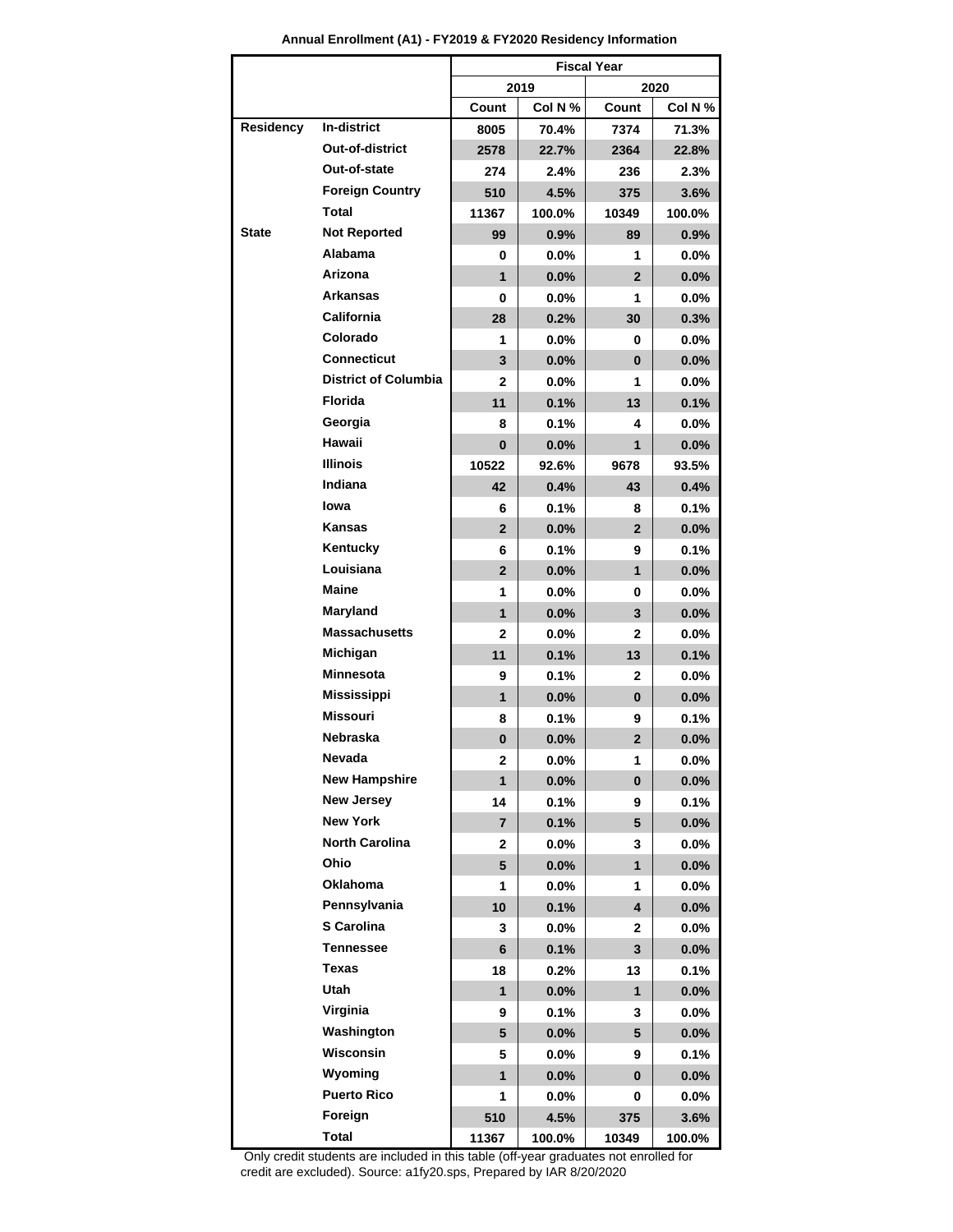**Annual Enrollment (A1) - FY2019 & FY2020 Residency Information**

| | | Fiscal Year | | | |
|---|---|---|---|---|---|
| | | 2019 | | 2020 | |
| | | Count | Col N % | Count | Col N % |
| Residency | In-district | 8005 | 70.4% | 7374 | 71.3% |
| | Out-of-district | 2578 | 22.7% | 2364 | 22.8% |
| | Out-of-state | 274 | 2.4% | 236 | 2.3% |
| | Foreign Country | 510 | 4.5% | 375 | 3.6% |
| | Total | 11367 | 100.0% | 10349 | 100.0% |
| State | Not Reported | 99 | 0.9% | 89 | 0.9% |
| | Alabama | 0 | 0.0% | 1 | 0.0% |
| | Arizona | 1 | 0.0% | 2 | 0.0% |
| | Arkansas | 0 | 0.0% | 1 | 0.0% |
| | California | 28 | 0.2% | 30 | 0.3% |
| | Colorado | 1 | 0.0% | 0 | 0.0% |
| | Connecticut | 3 | 0.0% | 0 | 0.0% |
| | District of Columbia | 2 | 0.0% | 1 | 0.0% |
| | Florida | 11 | 0.1% | 13 | 0.1% |
| | Georgia | 8 | 0.1% | 4 | 0.0% |
| | Hawaii | 0 | 0.0% | 1 | 0.0% |
| | Illinois | 10522 | 92.6% | 9678 | 93.5% |
| | Indiana | 42 | 0.4% | 43 | 0.4% |
| | Iowa | 6 | 0.1% | 8 | 0.1% |
| | Kansas | 2 | 0.0% | 2 | 0.0% |
| | Kentucky | 6 | 0.1% | 9 | 0.1% |
| | Louisiana | 2 | 0.0% | 1 | 0.0% |
| | Maine | 1 | 0.0% | 0 | 0.0% |
| | Maryland | 1 | 0.0% | 3 | 0.0% |
| | Massachusetts | 2 | 0.0% | 2 | 0.0% |
| | Michigan | 11 | 0.1% | 13 | 0.1% |
| | Minnesota | 9 | 0.1% | 2 | 0.0% |
| | Mississippi | 1 | 0.0% | 0 | 0.0% |
| | Missouri | 8 | 0.1% | 9 | 0.1% |
| | Nebraska | 0 | 0.0% | 2 | 0.0% |
| | Nevada | 2 | 0.0% | 1 | 0.0% |
| | New Hampshire | 1 | 0.0% | 0 | 0.0% |
| | New Jersey | 14 | 0.1% | 9 | 0.1% |
| | New York | 7 | 0.1% | 5 | 0.0% |
| | North Carolina | 2 | 0.0% | 3 | 0.0% |
| | Ohio | 5 | 0.0% | 1 | 0.0% |
| | Oklahoma | 1 | 0.0% | 1 | 0.0% |
| | Pennsylvania | 10 | 0.1% | 4 | 0.0% |
| | S Carolina | 3 | 0.0% | 2 | 0.0% |
| | Tennessee | 6 | 0.1% | 3 | 0.0% |
| | Texas | 18 | 0.2% | 13 | 0.1% |
| | Utah | 1 | 0.0% | 1 | 0.0% |
| | Virginia | 9 | 0.1% | 3 | 0.0% |
| | Washington | 5 | 0.0% | 5 | 0.0% |
| | Wisconsin | 5 | 0.0% | 9 | 0.1% |
| | Wyoming | 1 | 0.0% | 0 | 0.0% |
| | Puerto Rico | 1 | 0.0% | 0 | 0.0% |
| | Foreign | 510 | 4.5% | 375 | 3.6% |
| | Total | 11367 | 100.0% | 10349 | 100.0% |

Only credit students are included in this table (off-year graduates not enrolled for credit are excluded). Source: a1fy20.sps, Prepared by IAR 8/20/2020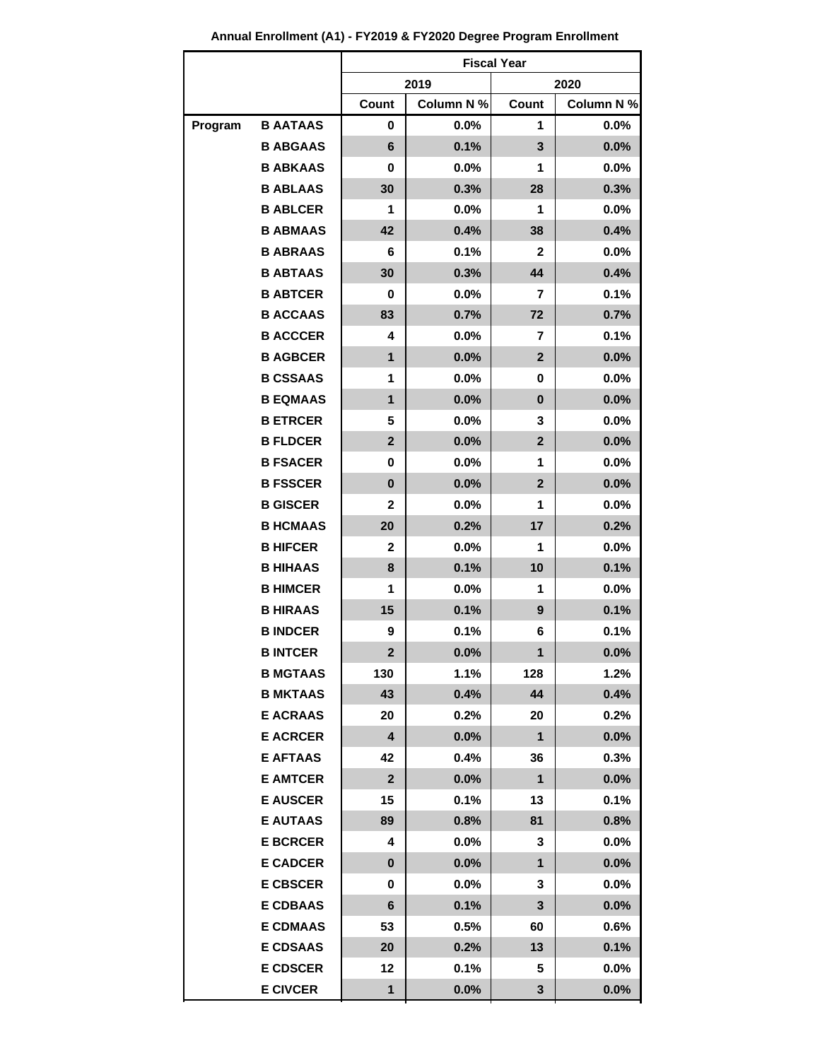**Annual Enrollment (A1) - FY2019 & FY2020 Degree Program Enrollment**

| | | Fiscal Year | | | |
|---|---|---|---|---|---|
| | | 2019 | | 2020 | |
| | | Count | Column N % | Count | Column N % |
| Program | B AATAAS | 0 | 0.0% | 1 | 0.0% |
| | B ABGAAS | 6 | 0.1% | 3 | 0.0% |
| | B ABKAAS | 0 | 0.0% | 1 | 0.0% |
| | B ABLAAS | 30 | 0.3% | 28 | 0.3% |
| | B ABLCER | 1 | 0.0% | 1 | 0.0% |
| | B ABMAAS | 42 | 0.4% | 38 | 0.4% |
| | B ABRAAS | 6 | 0.1% | 2 | 0.0% |
| | B ABTAAS | 30 | 0.3% | 44 | 0.4% |
| | B ABTCER | 0 | 0.0% | 7 | 0.1% |
| | B ACCAAS | 83 | 0.7% | 72 | 0.7% |
| | B ACCCER | 4 | 0.0% | 7 | 0.1% |
| | B AGBCER | 1 | 0.0% | 2 | 0.0% |
| | B CSSAAS | 1 | 0.0% | 0 | 0.0% |
| | B EQMAAS | 1 | 0.0% | 0 | 0.0% |
| | B ETRCER | 5 | 0.0% | 3 | 0.0% |
| | B FLDCER | 2 | 0.0% | 2 | 0.0% |
| | B FSACER | 0 | 0.0% | 1 | 0.0% |
| | B FSSCER | 0 | 0.0% | 2 | 0.0% |
| | B GISCER | 2 | 0.0% | 1 | 0.0% |
| | B HCMAAS | 20 | 0.2% | 17 | 0.2% |
| | B HIFCER | 2 | 0.0% | 1 | 0.0% |
| | B HIHAAS | 8 | 0.1% | 10 | 0.1% |
| | B HIMCER | 1 | 0.0% | 1 | 0.0% |
| | B HIRAAS | 15 | 0.1% | 9 | 0.1% |
| | B INDCER | 9 | 0.1% | 6 | 0.1% |
| | B INTCER | 2 | 0.0% | 1 | 0.0% |
| | B MGTAAS | 130 | 1.1% | 128 | 1.2% |
| | B MKTAAS | 43 | 0.4% | 44 | 0.4% |
| | E ACRAAS | 20 | 0.2% | 20 | 0.2% |
| | E ACRCER | 4 | 0.0% | 1 | 0.0% |
| | E AFTAAS | 42 | 0.4% | 36 | 0.3% |
| | E AMTCER | 2 | 0.0% | 1 | 0.0% |
| | E AUSCER | 15 | 0.1% | 13 | 0.1% |
| | E AUTAAS | 89 | 0.8% | 81 | 0.8% |
| | E BCRCER | 4 | 0.0% | 3 | 0.0% |
| | E CADCER | 0 | 0.0% | 1 | 0.0% |
| | E CBSCER | 0 | 0.0% | 3 | 0.0% |
| | E CDBAAS | 6 | 0.1% | 3 | 0.0% |
| | E CDMAAS | 53 | 0.5% | 60 | 0.6% |
| | E CDSAAS | 20 | 0.2% | 13 | 0.1% |
| | E CDSCER | 12 | 0.1% | 5 | 0.0% |
| | E CIVCER | 1 | 0.0% | 3 | 0.0% |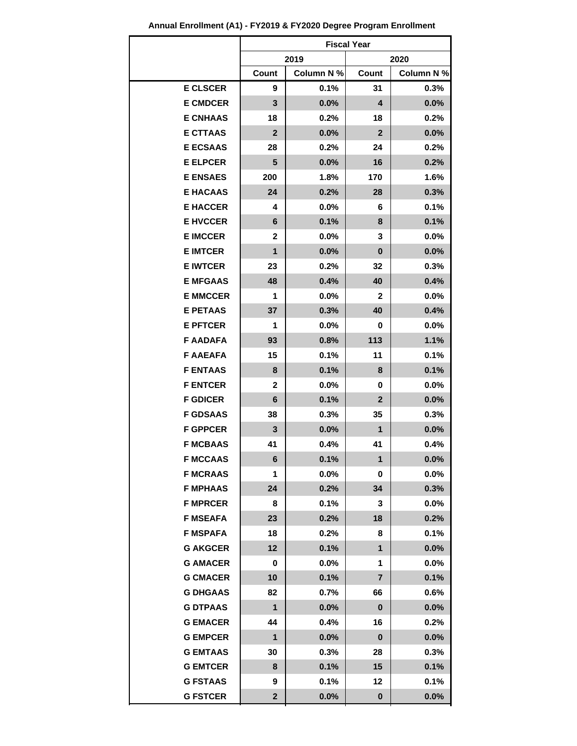**Annual Enrollment (A1) - FY2019 & FY2020 Degree Program Enrollment**

| | Fiscal Year | | | |
|---|---|---|---|---|
| | 2019 | | 2020 | |
| | Count | Column N % | Count | Column N % |
| E CLSCER | 9 | 0.1% | 31 | 0.3% |
| E CMDCER | 3 | 0.0% | 4 | 0.0% |
| E CNHAAS | 18 | 0.2% | 18 | 0.2% |
| E CTTAAS | 2 | 0.0% | 2 | 0.0% |
| E ECSAAS | 28 | 0.2% | 24 | 0.2% |
| E ELPCER | 5 | 0.0% | 16 | 0.2% |
| E ENSAES | 200 | 1.8% | 170 | 1.6% |
| E HACAAS | 24 | 0.2% | 28 | 0.3% |
| E HACCER | 4 | 0.0% | 6 | 0.1% |
| E HVCCER | 6 | 0.1% | 8 | 0.1% |
| E IMCCER | 2 | 0.0% | 3 | 0.0% |
| E IMTCER | 1 | 0.0% | 0 | 0.0% |
| E IWTCER | 23 | 0.2% | 32 | 0.3% |
| E MFGAAS | 48 | 0.4% | 40 | 0.4% |
| E MMCCER | 1 | 0.0% | 2 | 0.0% |
| E PETAAS | 37 | 0.3% | 40 | 0.4% |
| E PFTCER | 1 | 0.0% | 0 | 0.0% |
| F AADAFA | 93 | 0.8% | 113 | 1.1% |
| F AAEAFA | 15 | 0.1% | 11 | 0.1% |
| F ENTAAS | 8 | 0.1% | 8 | 0.1% |
| F ENTCER | 2 | 0.0% | 0 | 0.0% |
| F GDICER | 6 | 0.1% | 2 | 0.0% |
| F GDSAAS | 38 | 0.3% | 35 | 0.3% |
| F GPPCER | 3 | 0.0% | 1 | 0.0% |
| F MCBAAS | 41 | 0.4% | 41 | 0.4% |
| F MCCAAS | 6 | 0.1% | 1 | 0.0% |
| F MCRAAS | 1 | 0.0% | 0 | 0.0% |
| F MPHAAS | 24 | 0.2% | 34 | 0.3% |
| F MPRCER | 8 | 0.1% | 3 | 0.0% |
| F MSEAFA | 23 | 0.2% | 18 | 0.2% |
| F MSPAFA | 18 | 0.2% | 8 | 0.1% |
| G AKGCER | 12 | 0.1% | 1 | 0.0% |
| G AMACER | 0 | 0.0% | 1 | 0.0% |
| G CMACER | 10 | 0.1% | 7 | 0.1% |
| G DHGAAS | 82 | 0.7% | 66 | 0.6% |
| G DTPAAS | 1 | 0.0% | 0 | 0.0% |
| G EMACER | 44 | 0.4% | 16 | 0.2% |
| G EMPCER | 1 | 0.0% | 0 | 0.0% |
| G EMTAAS | 30 | 0.3% | 28 | 0.3% |
| G EMTCER | 8 | 0.1% | 15 | 0.1% |
| G FSTAAS | 9 | 0.1% | 12 | 0.1% |
| G FSTCER | 2 | 0.0% | 0 | 0.0% |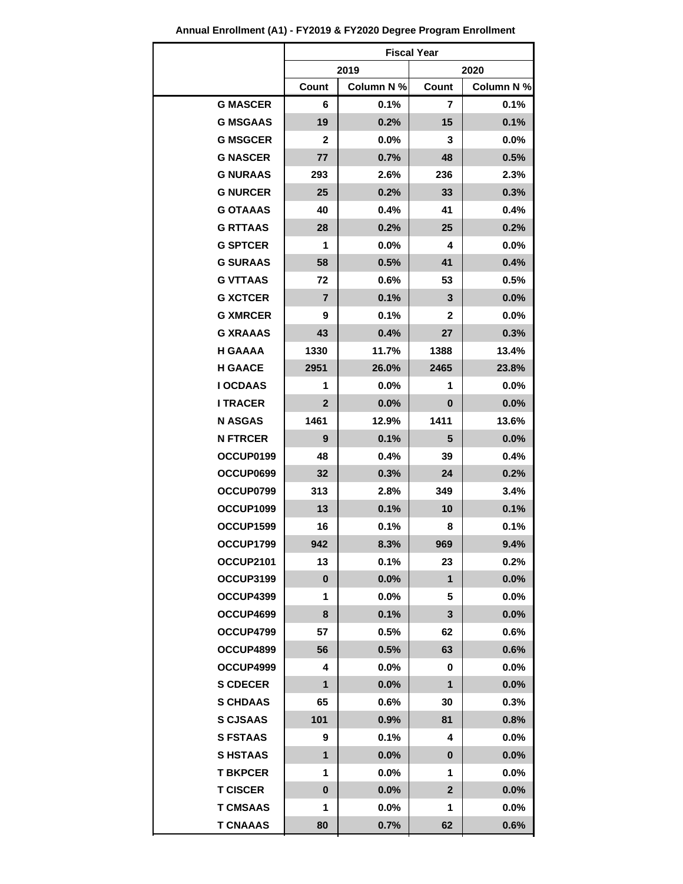**Annual Enrollment (A1) - FY2019 & FY2020 Degree Program Enrollment**

| | Fiscal Year | | | |
|---|---|---|---|---|
| | 2019 | | 2020 | |
| | Count | Column N % | Count | Column N % |
| G MASCER | 6 | 0.1% | 7 | 0.1% |
| G MSGAAS | 19 | 0.2% | 15 | 0.1% |
| G MSGCER | 2 | 0.0% | 3 | 0.0% |
| G NASCER | 77 | 0.7% | 48 | 0.5% |
| G NURAAS | 293 | 2.6% | 236 | 2.3% |
| G NURCER | 25 | 0.2% | 33 | 0.3% |
| G OTAAAS | 40 | 0.4% | 41 | 0.4% |
| G RTTAAS | 28 | 0.2% | 25 | 0.2% |
| G SPTCER | 1 | 0.0% | 4 | 0.0% |
| G SURAAS | 58 | 0.5% | 41 | 0.4% |
| G VTTAAS | 72 | 0.6% | 53 | 0.5% |
| G XCTCER | 7 | 0.1% | 3 | 0.0% |
| G XMRCER | 9 | 0.1% | 2 | 0.0% |
| G XRAAAS | 43 | 0.4% | 27 | 0.3% |
| H GAAAA | 1330 | 11.7% | 1388 | 13.4% |
| H GAACE | 2951 | 26.0% | 2465 | 23.8% |
| I OCDAAS | 1 | 0.0% | 1 | 0.0% |
| I TRACER | 2 | 0.0% | 0 | 0.0% |
| N ASGAS | 1461 | 12.9% | 1411 | 13.6% |
| N FTRCER | 9 | 0.1% | 5 | 0.0% |
| OCCUP0199 | 48 | 0.4% | 39 | 0.4% |
| OCCUP0699 | 32 | 0.3% | 24 | 0.2% |
| OCCUP0799 | 313 | 2.8% | 349 | 3.4% |
| OCCUP1099 | 13 | 0.1% | 10 | 0.1% |
| OCCUP1599 | 16 | 0.1% | 8 | 0.1% |
| OCCUP1799 | 942 | 8.3% | 969 | 9.4% |
| OCCUP2101 | 13 | 0.1% | 23 | 0.2% |
| OCCUP3199 | 0 | 0.0% | 1 | 0.0% |
| OCCUP4399 | 1 | 0.0% | 5 | 0.0% |
| OCCUP4699 | 8 | 0.1% | 3 | 0.0% |
| OCCUP4799 | 57 | 0.5% | 62 | 0.6% |
| OCCUP4899 | 56 | 0.5% | 63 | 0.6% |
| OCCUP4999 | 4 | 0.0% | 0 | 0.0% |
| S CDECER | 1 | 0.0% | 1 | 0.0% |
| S CHDAAS | 65 | 0.6% | 30 | 0.3% |
| S CJSAAS | 101 | 0.9% | 81 | 0.8% |
| S FSTAAS | 9 | 0.1% | 4 | 0.0% |
| S HSTAAS | 1 | 0.0% | 0 | 0.0% |
| T BKPCER | 1 | 0.0% | 1 | 0.0% |
| T CISCER | 0 | 0.0% | 2 | 0.0% |
| T CMSAAS | 1 | 0.0% | 1 | 0.0% |
| T CNAAAS | 80 | 0.7% | 62 | 0.6% |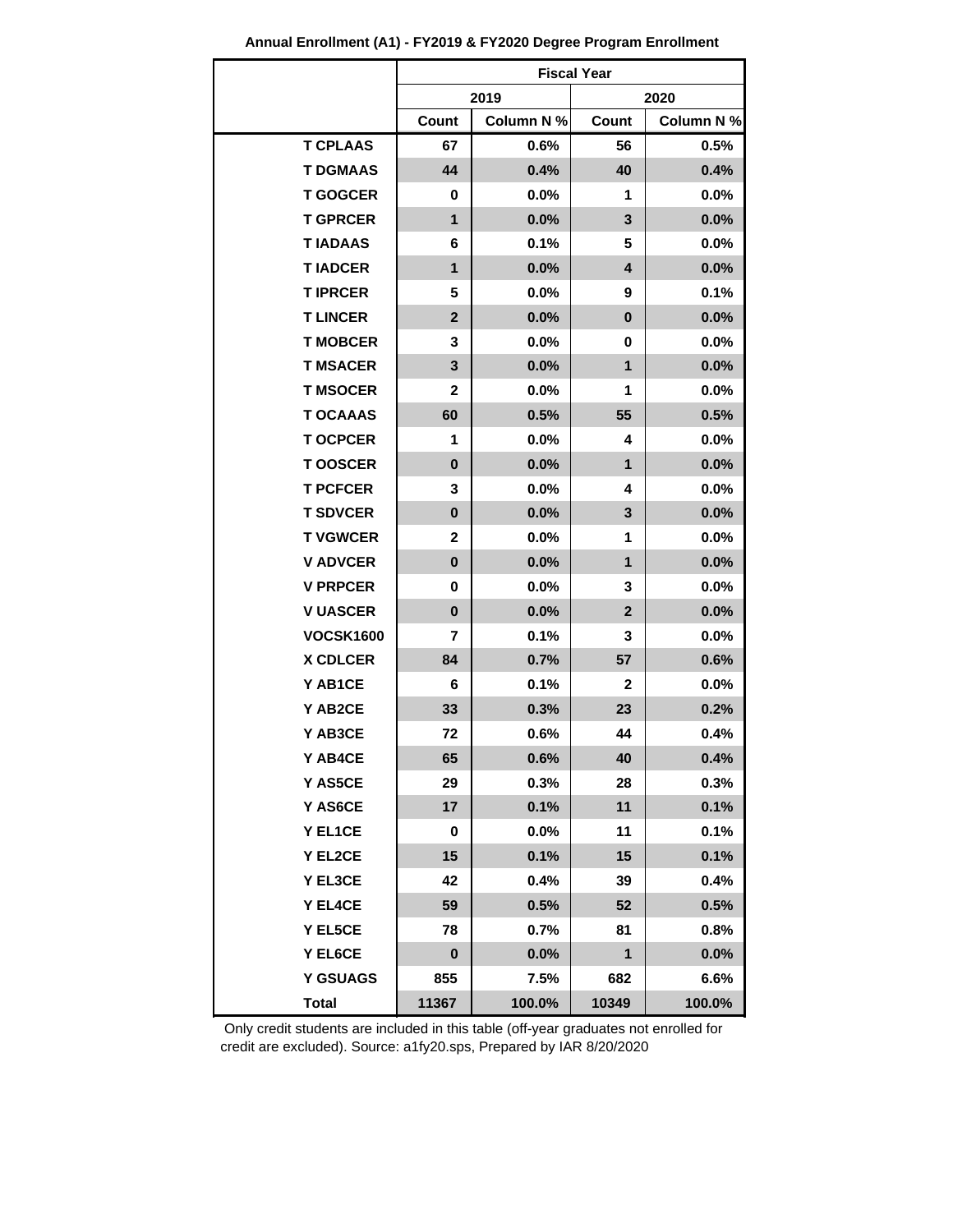**Annual Enrollment (A1) - FY2019 & FY2020 Degree Program Enrollment**

| | Fiscal Year | | | |
|---|---|---|---|---|
| | 2019 | | 2020 | |
| | Count | Column N % | Count | Column N % |
| T CPLAAS | 67 | 0.6% | 56 | 0.5% |
| T DGMAAS | 44 | 0.4% | 40 | 0.4% |
| T GOGCER | 0 | 0.0% | 1 | 0.0% |
| T GPRCER | 1 | 0.0% | 3 | 0.0% |
| T IADAAS | 6 | 0.1% | 5 | 0.0% |
| T IADCER | 1 | 0.0% | 4 | 0.0% |
| T IPRCER | 5 | 0.0% | 9 | 0.1% |
| T LINCER | 2 | 0.0% | 0 | 0.0% |
| T MOBCER | 3 | 0.0% | 0 | 0.0% |
| T MSACER | 3 | 0.0% | 1 | 0.0% |
| T MSOCER | 2 | 0.0% | 1 | 0.0% |
| T OCAAAS | 60 | 0.5% | 55 | 0.5% |
| T OCPCER | 1 | 0.0% | 4 | 0.0% |
| T OOSCER | 0 | 0.0% | 1 | 0.0% |
| T PCFCER | 3 | 0.0% | 4 | 0.0% |
| T SDVCER | 0 | 0.0% | 3 | 0.0% |
| T VGWCER | 2 | 0.0% | 1 | 0.0% |
| V ADVCER | 0 | 0.0% | 1 | 0.0% |
| V PRPCER | 0 | 0.0% | 3 | 0.0% |
| V UASCER | 0 | 0.0% | 2 | 0.0% |
| VOCSK1600 | 7 | 0.1% | 3 | 0.0% |
| X CDLCER | 84 | 0.7% | 57 | 0.6% |
| Y AB1CE | 6 | 0.1% | 2 | 0.0% |
| Y AB2CE | 33 | 0.3% | 23 | 0.2% |
| Y AB3CE | 72 | 0.6% | 44 | 0.4% |
| Y AB4CE | 65 | 0.6% | 40 | 0.4% |
| Y AS5CE | 29 | 0.3% | 28 | 0.3% |
| Y AS6CE | 17 | 0.1% | 11 | 0.1% |
| Y EL1CE | 0 | 0.0% | 11 | 0.1% |
| Y EL2CE | 15 | 0.1% | 15 | 0.1% |
| Y EL3CE | 42 | 0.4% | 39 | 0.4% |
| Y EL4CE | 59 | 0.5% | 52 | 0.5% |
| Y EL5CE | 78 | 0.7% | 81 | 0.8% |
| Y EL6CE | 0 | 0.0% | 1 | 0.0% |
| Y GSUAGS | 855 | 7.5% | 682 | 6.6% |
| Total | 11367 | 100.0% | 10349 | 100.0% |

Only credit students are included in this table (off-year graduates not enrolled for credit are excluded). Source: a1fy20.sps, Prepared by IAR 8/20/2020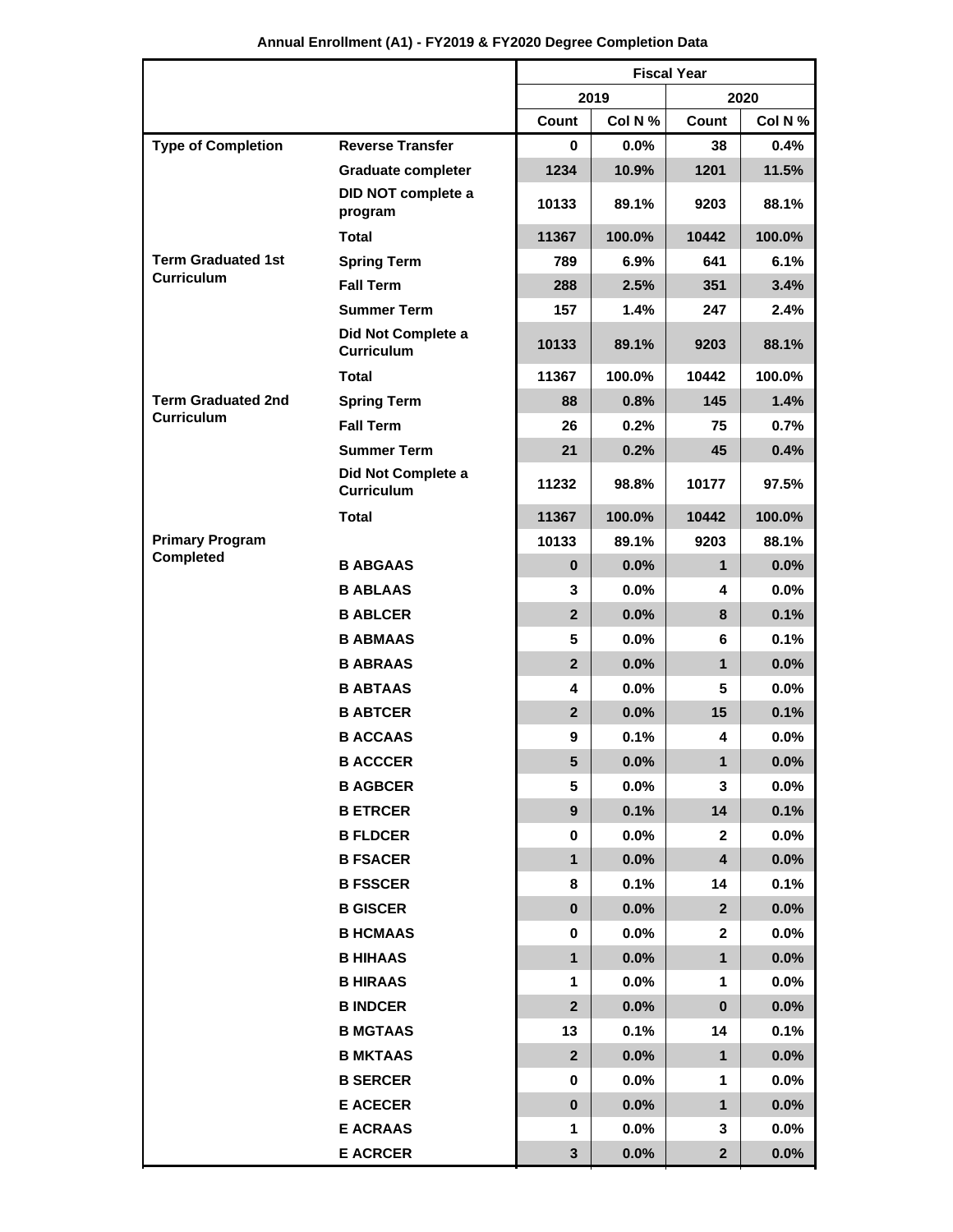**Annual Enrollment (A1) - FY2019 & FY2020 Degree Completion Data**

| | | Fiscal Year | | | |
|---|---|---|---|---|---|
| | | 2019 | | 2020 | |
| | | Count | Col N % | Count | Col N % |
| Type of Completion | Reverse Transfer | 0 | 0.0% | 38 | 0.4% |
| | Graduate completer | 1234 | 10.9% | 1201 | 11.5% |
| | DID NOT complete a program | 10133 | 89.1% | 9203 | 88.1% |
| | Total | 11367 | 100.0% | 10442 | 100.0% |
| Term Graduated 1st Curriculum | Spring Term | 789 | 6.9% | 641 | 6.1% |
| | Fall Term | 288 | 2.5% | 351 | 3.4% |
| | Summer Term | 157 | 1.4% | 247 | 2.4% |
| | Did Not Complete a Curriculum | 10133 | 89.1% | 9203 | 88.1% |
| | Total | 11367 | 100.0% | 10442 | 100.0% |
| Term Graduated 2nd Curriculum | Spring Term | 88 | 0.8% | 145 | 1.4% |
| | Fall Term | 26 | 0.2% | 75 | 0.7% |
| | Summer Term | 21 | 0.2% | 45 | 0.4% |
| | Did Not Complete a Curriculum | 11232 | 98.8% | 10177 | 97.5% |
| | Total | 11367 | 100.0% | 10442 | 100.0% |
| Primary Program Completed | | 10133 | 89.1% | 9203 | 88.1% |
| | B ABGAAS | 0 | 0.0% | 1 | 0.0% |
| | B ABLAAS | 3 | 0.0% | 4 | 0.0% |
| | B ABLCER | 2 | 0.0% | 8 | 0.1% |
| | B ABMAAS | 5 | 0.0% | 6 | 0.1% |
| | B ABRAAS | 2 | 0.0% | 1 | 0.0% |
| | B ABTAAS | 4 | 0.0% | 5 | 0.0% |
| | B ABTCER | 2 | 0.0% | 15 | 0.1% |
| | B ACCAAS | 9 | 0.1% | 4 | 0.0% |
| | B ACCCER | 5 | 0.0% | 1 | 0.0% |
| | B AGBCER | 5 | 0.0% | 3 | 0.0% |
| | B ETRCER | 9 | 0.1% | 14 | 0.1% |
| | B FLDCER | 0 | 0.0% | 2 | 0.0% |
| | B FSACER | 1 | 0.0% | 4 | 0.0% |
| | B FSSCER | 8 | 0.1% | 14 | 0.1% |
| | B GISCER | 0 | 0.0% | 2 | 0.0% |
| | B HCMAAS | 0 | 0.0% | 2 | 0.0% |
| | B HIHAAS | 1 | 0.0% | 1 | 0.0% |
| | B HIRAAS | 1 | 0.0% | 1 | 0.0% |
| | B INDCER | 2 | 0.0% | 0 | 0.0% |
| | B MGTAAS | 13 | 0.1% | 14 | 0.1% |
| | B MKTAAS | 2 | 0.0% | 1 | 0.0% |
| | B SERCER | 0 | 0.0% | 1 | 0.0% |
| | E ACECER | 0 | 0.0% | 1 | 0.0% |
| | E ACRAAS | 1 | 0.0% | 3 | 0.0% |
| | E ACRCER | 3 | 0.0% | 2 | 0.0% |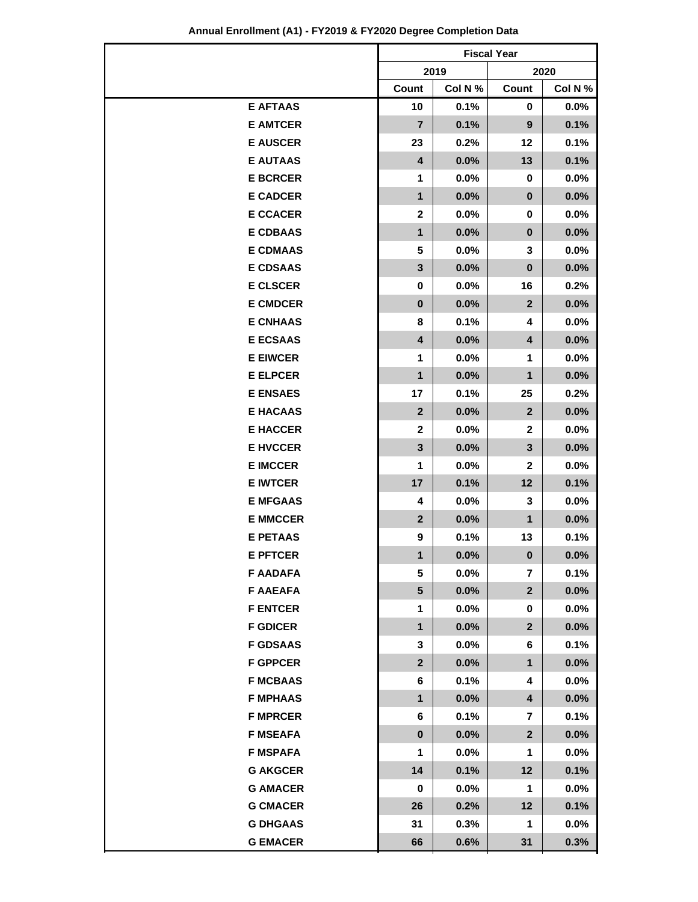**Annual Enrollment (A1) - FY2019 & FY2020 Degree Completion Data**

| | Fiscal Year | | | |
|---|---|---|---|---|
| | 2019 | | 2020 | |
| | Count | Col N % | Count | Col N % |
| E AFTAAS | 10 | 0.1% | 0 | 0.0% |
| E AMTCER | 7 | 0.1% | 9 | 0.1% |
| E AUSCER | 23 | 0.2% | 12 | 0.1% |
| E AUTAAS | 4 | 0.0% | 13 | 0.1% |
| E BCRCER | 1 | 0.0% | 0 | 0.0% |
| E CADCER | 1 | 0.0% | 0 | 0.0% |
| E CCACER | 2 | 0.0% | 0 | 0.0% |
| E CDBAAS | 1 | 0.0% | 0 | 0.0% |
| E CDMAAS | 5 | 0.0% | 3 | 0.0% |
| E CDSAAS | 3 | 0.0% | 0 | 0.0% |
| E CLSCER | 0 | 0.0% | 16 | 0.2% |
| E CMDCER | 0 | 0.0% | 2 | 0.0% |
| E CNHAAS | 8 | 0.1% | 4 | 0.0% |
| E ECSAAS | 4 | 0.0% | 4 | 0.0% |
| E EIWCER | 1 | 0.0% | 1 | 0.0% |
| E ELPCER | 1 | 0.0% | 1 | 0.0% |
| E ENSAES | 17 | 0.1% | 25 | 0.2% |
| E HACAAS | 2 | 0.0% | 2 | 0.0% |
| E HACCER | 2 | 0.0% | 2 | 0.0% |
| E HVCCER | 3 | 0.0% | 3 | 0.0% |
| E IMCCER | 1 | 0.0% | 2 | 0.0% |
| E IWTCER | 17 | 0.1% | 12 | 0.1% |
| E MFGAAS | 4 | 0.0% | 3 | 0.0% |
| E MMCCER | 2 | 0.0% | 1 | 0.0% |
| E PETAAS | 9 | 0.1% | 13 | 0.1% |
| E PFTCER | 1 | 0.0% | 0 | 0.0% |
| F AADAFA | 5 | 0.0% | 7 | 0.1% |
| F AAEAFA | 5 | 0.0% | 2 | 0.0% |
| F ENTCER | 1 | 0.0% | 0 | 0.0% |
| F GDICER | 1 | 0.0% | 2 | 0.0% |
| F GDSAAS | 3 | 0.0% | 6 | 0.1% |
| F GPPCER | 2 | 0.0% | 1 | 0.0% |
| F MCBAAS | 6 | 0.1% | 4 | 0.0% |
| F MPHAAS | 1 | 0.0% | 4 | 0.0% |
| F MPRCER | 6 | 0.1% | 7 | 0.1% |
| F MSEAFA | 0 | 0.0% | 2 | 0.0% |
| F MSPAFA | 1 | 0.0% | 1 | 0.0% |
| G AKGCER | 14 | 0.1% | 12 | 0.1% |
| G AMACER | 0 | 0.0% | 1 | 0.0% |
| G CMACER | 26 | 0.2% | 12 | 0.1% |
| G DHGAAS | 31 | 0.3% | 1 | 0.0% |
| G EMACER | 66 | 0.6% | 31 | 0.3% |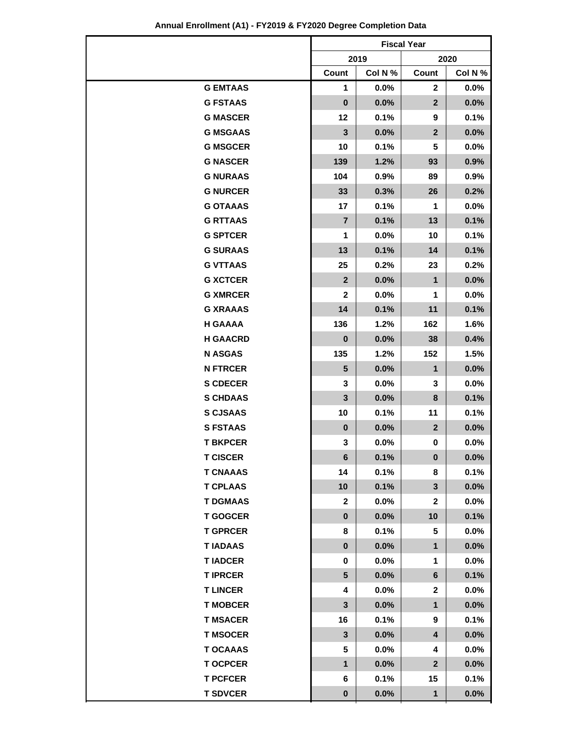**Annual Enrollment (A1) - FY2019 & FY2020 Degree Completion Data**

| | Fiscal Year | | | |
|---|---|---|---|---|
| | 2019 | | 2020 | |
| | Count | Col N % | Count | Col N % |
| G EMTAAS | 1 | 0.0% | 2 | 0.0% |
| G FSTAAS | 0 | 0.0% | 2 | 0.0% |
| G MASCER | 12 | 0.1% | 9 | 0.1% |
| G MSGAAS | 3 | 0.0% | 2 | 0.0% |
| G MSGCER | 10 | 0.1% | 5 | 0.0% |
| G NASCER | 139 | 1.2% | 93 | 0.9% |
| G NURAAS | 104 | 0.9% | 89 | 0.9% |
| G NURCER | 33 | 0.3% | 26 | 0.2% |
| G OTAAAS | 17 | 0.1% | 1 | 0.0% |
| G RTTAAS | 7 | 0.1% | 13 | 0.1% |
| G SPTCER | 1 | 0.0% | 10 | 0.1% |
| G SURAAS | 13 | 0.1% | 14 | 0.1% |
| G VTTAAS | 25 | 0.2% | 23 | 0.2% |
| G XCTCER | 2 | 0.0% | 1 | 0.0% |
| G XMRCER | 2 | 0.0% | 1 | 0.0% |
| G XRAAAS | 14 | 0.1% | 11 | 0.1% |
| H GAAAA | 136 | 1.2% | 162 | 1.6% |
| H GAACRD | 0 | 0.0% | 38 | 0.4% |
| N ASGAS | 135 | 1.2% | 152 | 1.5% |
| N FTRCER | 5 | 0.0% | 1 | 0.0% |
| S CDECER | 3 | 0.0% | 3 | 0.0% |
| S CHDAAS | 3 | 0.0% | 8 | 0.1% |
| S CJSAAS | 10 | 0.1% | 11 | 0.1% |
| S FSTAAS | 0 | 0.0% | 2 | 0.0% |
| T BKPCER | 3 | 0.0% | 0 | 0.0% |
| T CISCER | 6 | 0.1% | 0 | 0.0% |
| T CNAAAS | 14 | 0.1% | 8 | 0.1% |
| T CPLAAS | 10 | 0.1% | 3 | 0.0% |
| T DGMAAS | 2 | 0.0% | 2 | 0.0% |
| T GOGCER | 0 | 0.0% | 10 | 0.1% |
| T GPRCER | 8 | 0.1% | 5 | 0.0% |
| T IADAAS | 0 | 0.0% | 1 | 0.0% |
| T IADCER | 0 | 0.0% | 1 | 0.0% |
| T IPRCER | 5 | 0.0% | 6 | 0.1% |
| T LINCER | 4 | 0.0% | 2 | 0.0% |
| T MOBCER | 3 | 0.0% | 1 | 0.0% |
| T MSACER | 16 | 0.1% | 9 | 0.1% |
| T MSOCER | 3 | 0.0% | 4 | 0.0% |
| T OCAAAS | 5 | 0.0% | 4 | 0.0% |
| T OCPCER | 1 | 0.0% | 2 | 0.0% |
| T PCFCER | 6 | 0.1% | 15 | 0.1% |
| T SDVCER | 0 | 0.0% | 1 | 0.0% |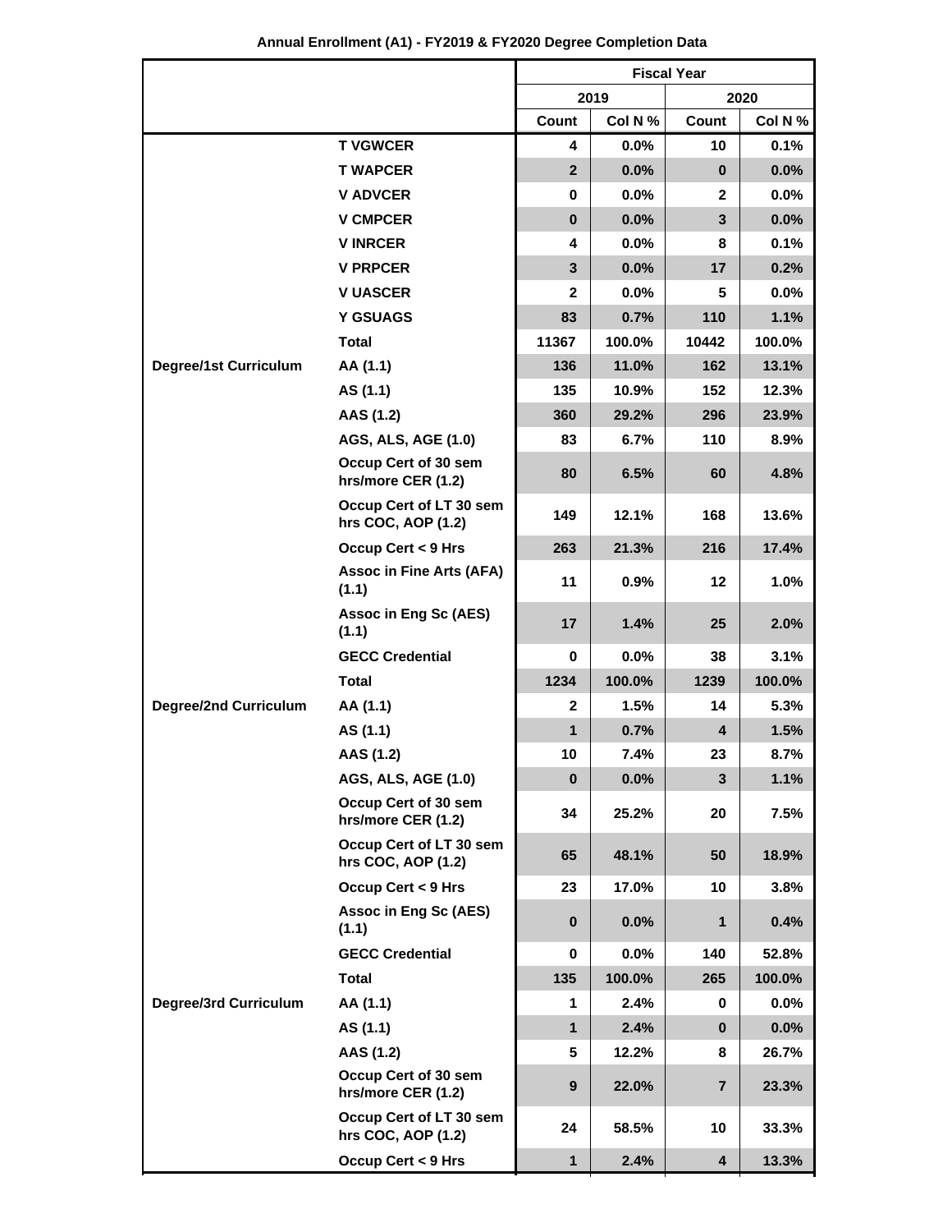**Annual Enrollment (A1) - FY2019 & FY2020 Degree Completion Data**

| | | Fiscal Year | | | |
|---|---|---|---|---|---|
| | | 2019 | | 2020 | |
| | | Count | Col N % | Count | Col N % |
| | T VGWCER | 4 | 0.0% | 10 | 0.1% |
| | T WAPCER | 2 | 0.0% | 0 | 0.0% |
| | V ADVCER | 0 | 0.0% | 2 | 0.0% |
| | V CMPCER | 0 | 0.0% | 3 | 0.0% |
| | V INRCER | 4 | 0.0% | 8 | 0.1% |
| | V PRPCER | 3 | 0.0% | 17 | 0.2% |
| | V UASCER | 2 | 0.0% | 5 | 0.0% |
| | Y GSUAGS | 83 | 0.7% | 110 | 1.1% |
| | Total | 11367 | 100.0% | 10442 | 100.0% |
| Degree/1st Curriculum | AA (1.1) | 136 | 11.0% | 162 | 13.1% |
| | AS (1.1) | 135 | 10.9% | 152 | 12.3% |
| | AAS (1.2) | 360 | 29.2% | 296 | 23.9% |
| | AGS, ALS, AGE (1.0) | 83 | 6.7% | 110 | 8.9% |
| | Occup Cert of 30 sem hrs/more CER (1.2) | 80 | 6.5% | 60 | 4.8% |
| | Occup Cert of LT 30 sem hrs COC, AOP (1.2) | 149 | 12.1% | 168 | 13.6% |
| | Occup Cert < 9 Hrs | 263 | 21.3% | 216 | 17.4% |
| | Assoc in Fine Arts (AFA) (1.1) | 11 | 0.9% | 12 | 1.0% |
| | Assoc in Eng Sc (AES) (1.1) | 17 | 1.4% | 25 | 2.0% |
| | GECC Credential | 0 | 0.0% | 38 | 3.1% |
| | Total | 1234 | 100.0% | 1239 | 100.0% |
| Degree/2nd Curriculum | AA (1.1) | 2 | 1.5% | 14 | 5.3% |
| | AS (1.1) | 1 | 0.7% | 4 | 1.5% |
| | AAS (1.2) | 10 | 7.4% | 23 | 8.7% |
| | AGS, ALS, AGE (1.0) | 0 | 0.0% | 3 | 1.1% |
| | Occup Cert of 30 sem hrs/more CER (1.2) | 34 | 25.2% | 20 | 7.5% |
| | Occup Cert of LT 30 sem hrs COC, AOP (1.2) | 65 | 48.1% | 50 | 18.9% |
| | Occup Cert < 9 Hrs | 23 | 17.0% | 10 | 3.8% |
| | Assoc in Eng Sc (AES) (1.1) | 0 | 0.0% | 1 | 0.4% |
| | GECC Credential | 0 | 0.0% | 140 | 52.8% |
| | Total | 135 | 100.0% | 265 | 100.0% |
| Degree/3rd Curriculum | AA (1.1) | 1 | 2.4% | 0 | 0.0% |
| | AS (1.1) | 1 | 2.4% | 0 | 0.0% |
| | AAS (1.2) | 5 | 12.2% | 8 | 26.7% |
| | Occup Cert of 30 sem hrs/more CER (1.2) | 9 | 22.0% | 7 | 23.3% |
| | Occup Cert of LT 30 sem hrs COC, AOP (1.2) | 24 | 58.5% | 10 | 33.3% |
| | Occup Cert < 9 Hrs | 1 | 2.4% | 4 | 13.3% |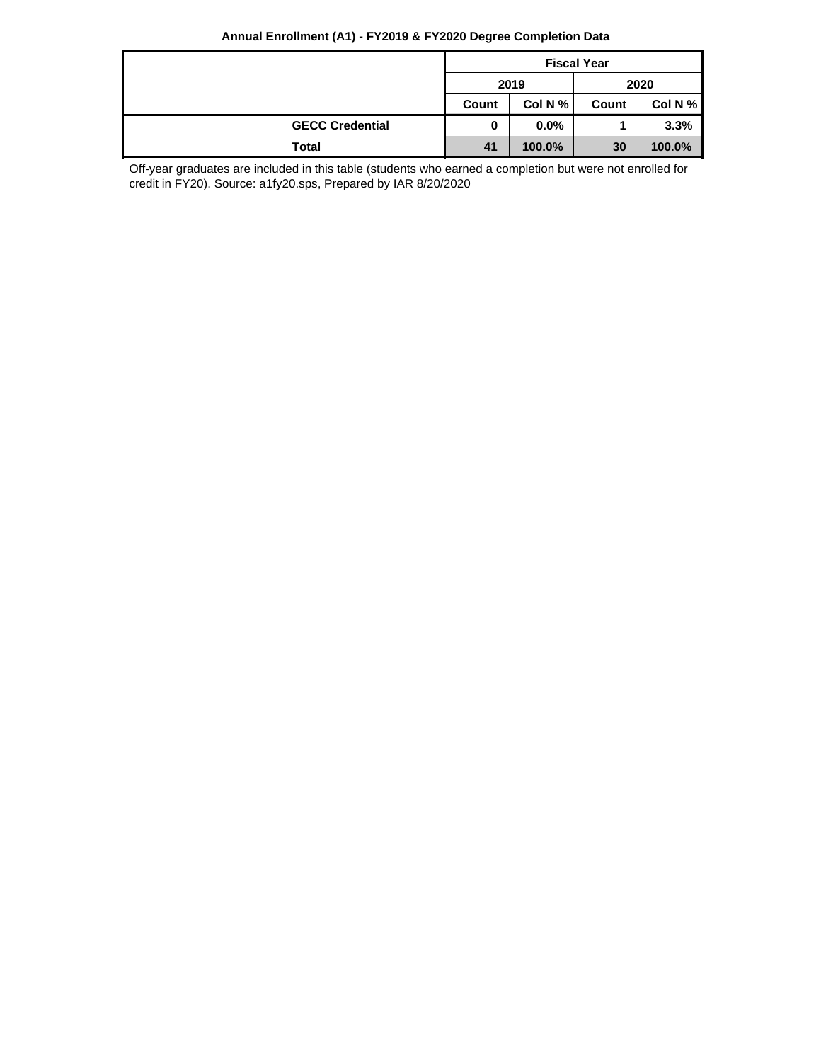**Annual Enrollment (A1) - FY2019 & FY2020 Degree Completion Data**

| | Fiscal Year | | | |
|---|---|---|---|---|
| | 2019 | | 2020 | |
| | Count | Col N % | Count | Col N % |
| **GECC Credential** | **0** | **0.0%** | **1** | **3.3%** |
| **Total** | **41** | **100.0%** | **30** | **100.0%** |

Off-year graduates are included in this table (students who earned a completion but were not enrolled for credit in FY20). Source: a1fy20.sps, Prepared by IAR 8/20/2020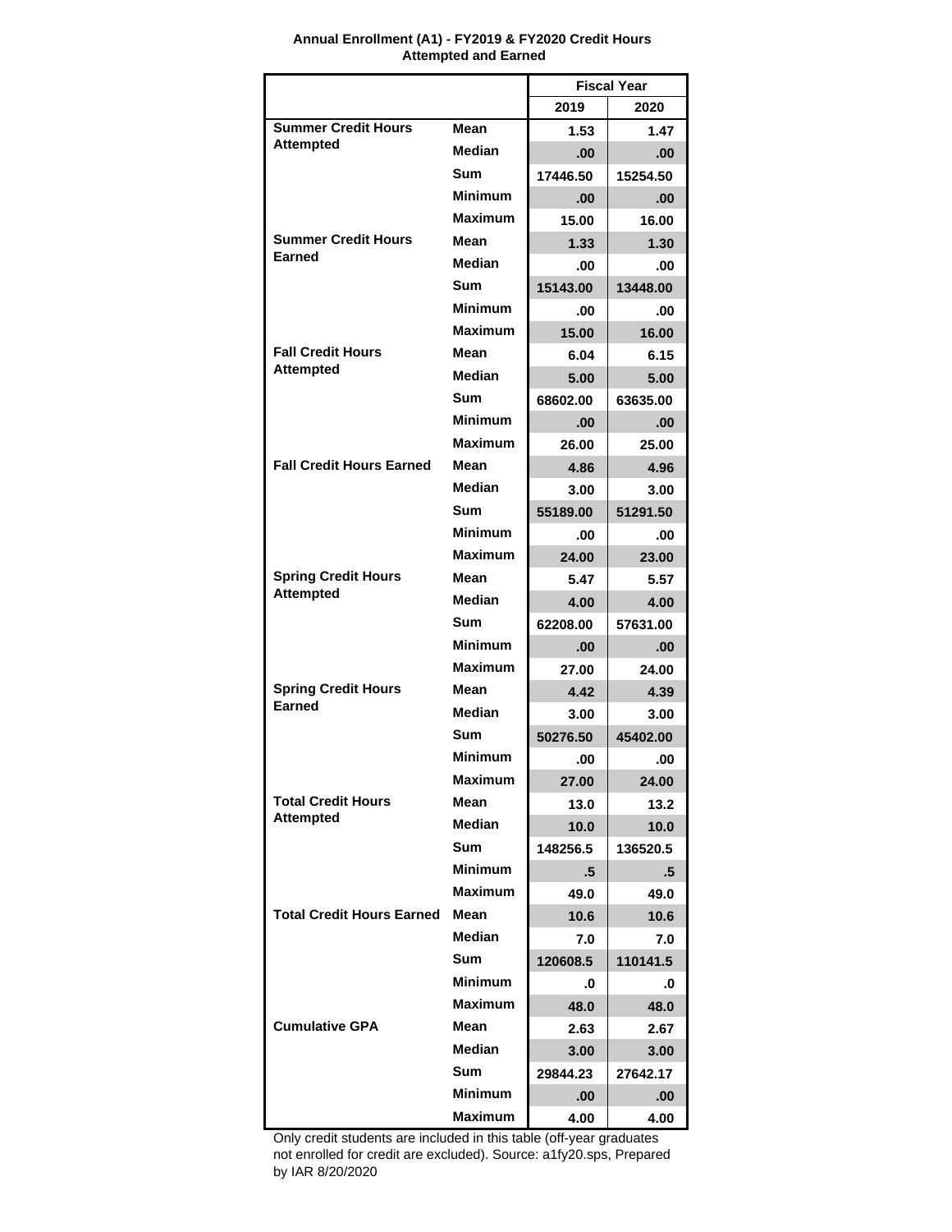**Annual Enrollment (A1) - FY2019 & FY2020 Credit Hours Attempted and Earned**

| | | Fiscal Year | |
|---|---|---|---|
| | | 2019 | 2020 |
| Summer Credit Hours Attempted | Mean | 1.53 | 1.47 |
| | Median | .00 | .00 |
| | Sum | 17446.50 | 15254.50 |
| | Minimum | .00 | .00 |
| | Maximum | 15.00 | 16.00 |
| Summer Credit Hours Earned | Mean | 1.33 | 1.30 |
| | Median | .00 | .00 |
| | Sum | 15143.00 | 13448.00 |
| | Minimum | .00 | .00 |
| | Maximum | 15.00 | 16.00 |
| Fall Credit Hours Attempted | Mean | 6.04 | 6.15 |
| | Median | 5.00 | 5.00 |
| | Sum | 68602.00 | 63635.00 |
| | Minimum | .00 | .00 |
| | Maximum | 26.00 | 25.00 |
| Fall Credit Hours Earned | Mean | 4.86 | 4.96 |
| | Median | 3.00 | 3.00 |
| | Sum | 55189.00 | 51291.50 |
| | Minimum | .00 | .00 |
| | Maximum | 24.00 | 23.00 |
| Spring Credit Hours Attempted | Mean | 5.47 | 5.57 |
| | Median | 4.00 | 4.00 |
| | Sum | 62208.00 | 57631.00 |
| | Minimum | .00 | .00 |
| | Maximum | 27.00 | 24.00 |
| Spring Credit Hours Earned | Mean | 4.42 | 4.39 |
| | Median | 3.00 | 3.00 |
| | Sum | 50276.50 | 45402.00 |
| | Minimum | .00 | .00 |
| | Maximum | 27.00 | 24.00 |
| Total Credit Hours Attempted | Mean | 13.0 | 13.2 |
| | Median | 10.0 | 10.0 |
| | Sum | 148256.5 | 136520.5 |
| | Minimum | .5 | .5 |
| | Maximum | 49.0 | 49.0 |
| Total Credit Hours Earned | Mean | 10.6 | 10.6 |
| | Median | 7.0 | 7.0 |
| | Sum | 120608.5 | 110141.5 |
| | Minimum | .0 | .0 |
| | Maximum | 48.0 | 48.0 |
| Cumulative GPA | Mean | 2.63 | 2.67 |
| | Median | 3.00 | 3.00 |
| | Sum | 29844.23 | 27642.17 |
| | Minimum | .00 | .00 |
| | Maximum | 4.00 | 4.00 |

Only credit students are included in this table (off-year graduates not enrolled for credit are excluded). Source: a1fy20.sps, Prepared by IAR 8/20/2020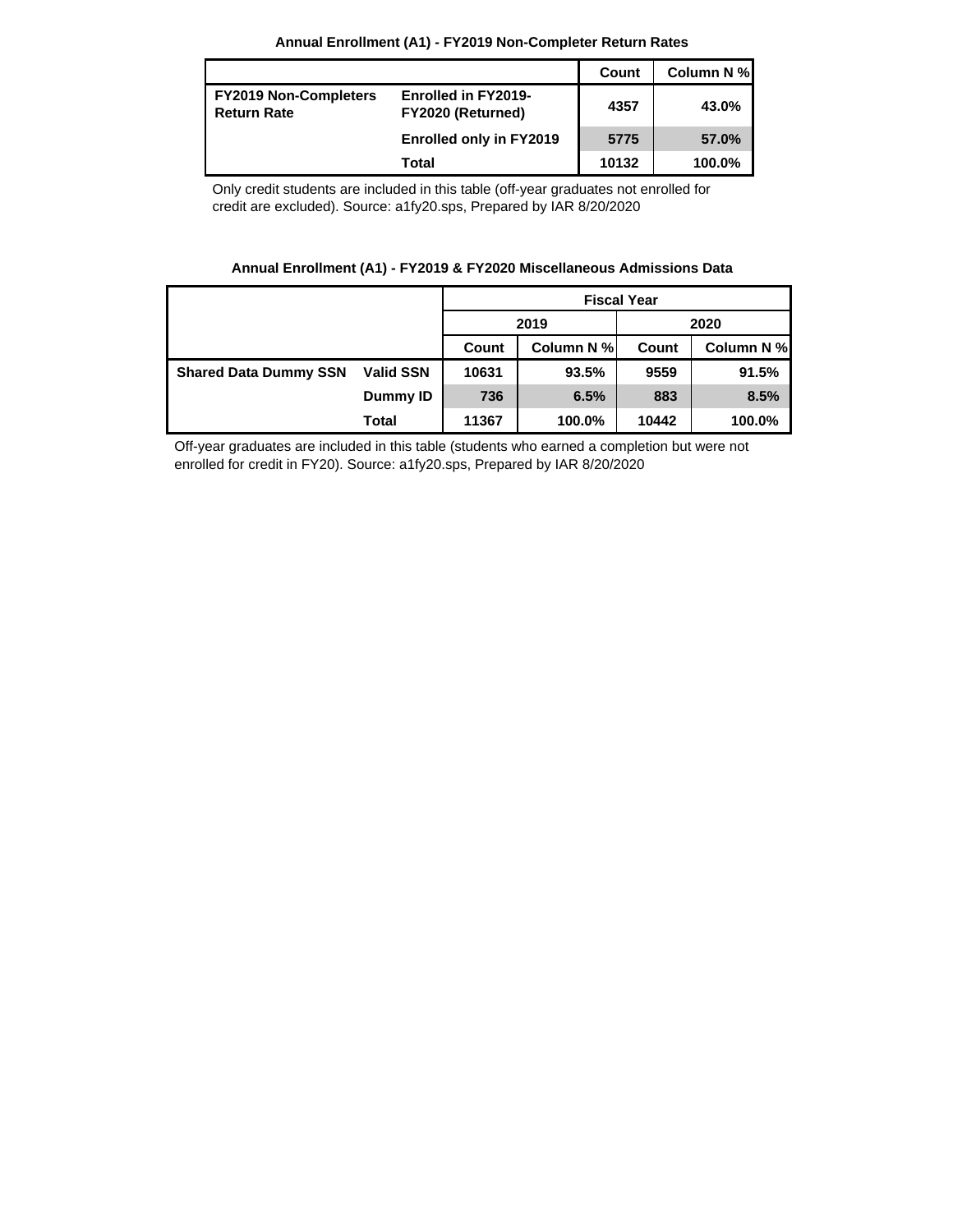**Annual Enrollment (A1) - FY2019 Non-Completer Return Rates**

| | | Count | Column N % |
|---|---|---|---|
| FY2019 Non-Completers Return Rate | Enrolled in FY2019-FY2020 (Returned) | 4357 | 43.0% |
| | Enrolled only in FY2019 | 5775 | 57.0% |
| | Total | 10132 | 100.0% |

Only credit students are included in this table (off-year graduates not enrolled for credit are excluded). Source: a1fy20.sps, Prepared by IAR 8/20/2020

**Annual Enrollment (A1) - FY2019 & FY2020 Miscellaneous Admissions Data**

| | | Fiscal Year | | | |
|---|---|---|---|---|---|
| | | 2019 | | 2020 | |
| | | Count | Column N % | Count | Column N % |
| Shared Data Dummy SSN | Valid SSN | 10631 | 93.5% | 9559 | 91.5% |
| | Dummy ID | 736 | 6.5% | 883 | 8.5% |
| | Total | 11367 | 100.0% | 10442 | 100.0% |

Off-year graduates are included in this table (students who earned a completion but were not enrolled for credit in FY20). Source: a1fy20.sps, Prepared by IAR 8/20/2020